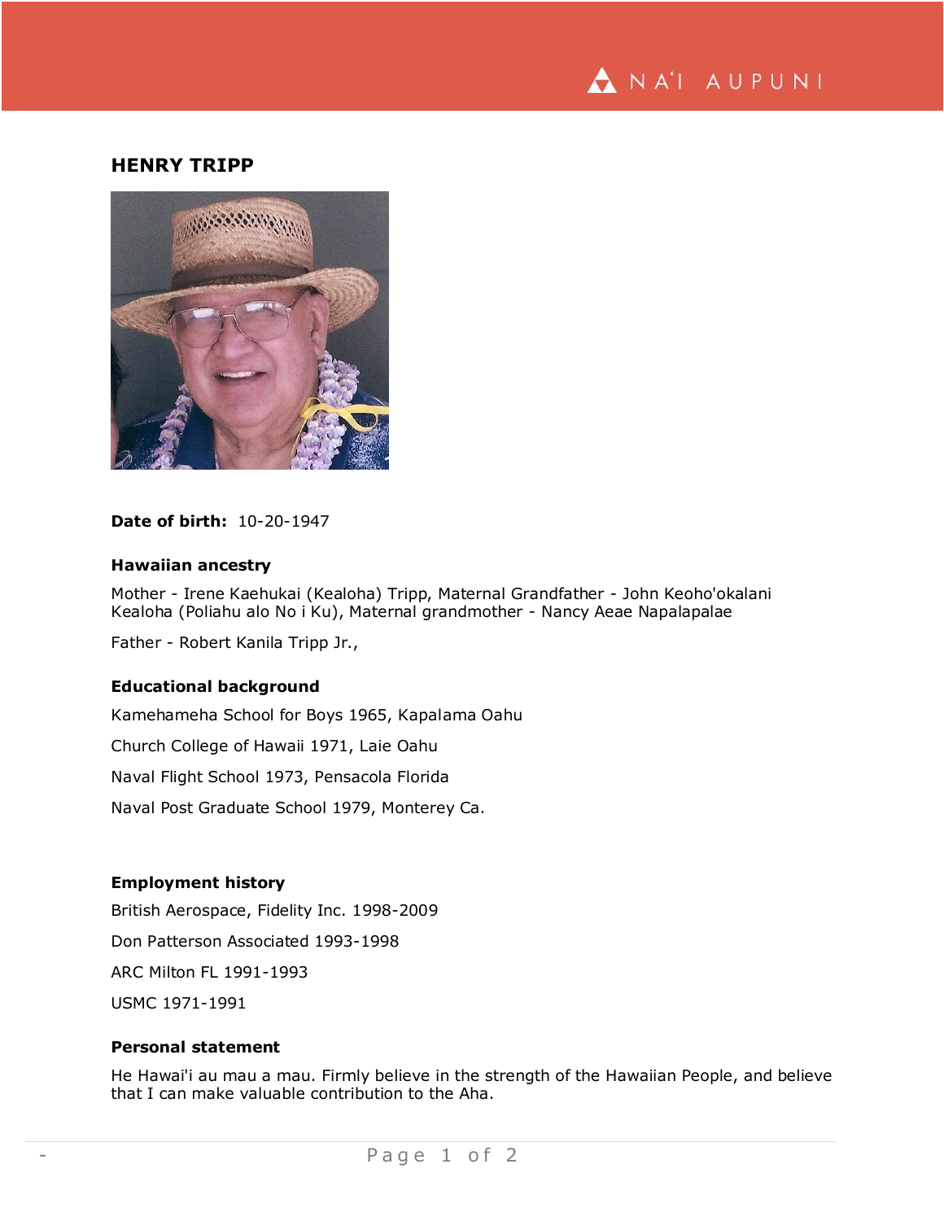# HENRY TRIPP

**Date of birth:** 10-20-1947

### Hawaiian ancestry

Mother - Irene Kaehukai (Kealoha) Tripp, Maternal Grandfather - John Keoho'okalani Kealoha (Poliahu alo No i Ku), Maternal grandmother - Nancy Aeae Napalapalae

Father - Robert Kanila Tripp Jr.,

### Educational background

Kamehameha School for Boys 1965, Kapalama Oahu

Church College of Hawaii 1971, Laie Oahu

Naval Flight School 1973, Pensacola Florida

Naval Post Graduate School 1979, Monterey Ca.

### Employment history

British Aerospace, Fidelity Inc. 1998-2009

Don Patterson Associated 1993-1998

ARC Milton FL 1991-1993

USMC 1971-1991

### Personal statement

He Hawai'i au mau a mau. Firmly believe in the strength of the Hawaiian People, and believe that I can make valuable contribution to the Aha.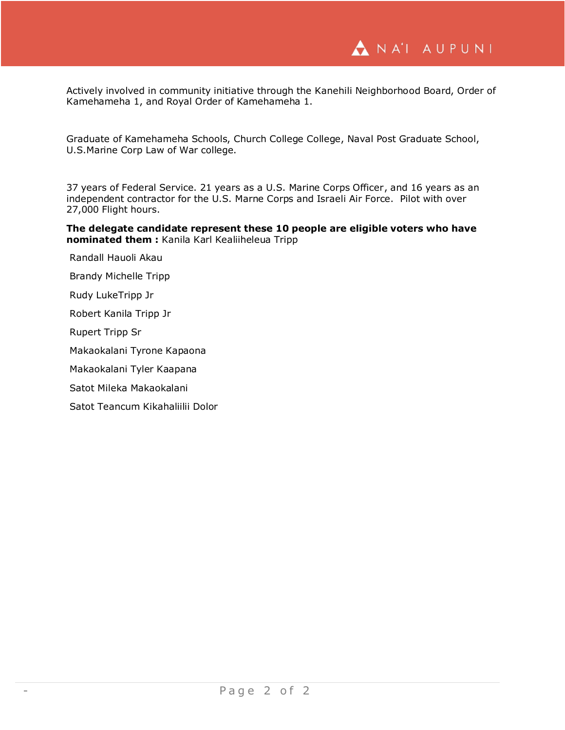Actively involved in community initiative through the Kanehili Neighborhood Board, Order of Kamehameha 1, and Royal Order of Kamehameha 1.

Graduate of Kamehameha Schools, Church College College, Naval Post Graduate School, U.S.Marine Corp Law of War college.

37 years of Federal Service. 21 years as a U.S. Marine Corps Officer, and 16 years as an independent contractor for the U.S. Marne Corps and Israeli Air Force.  Pilot with over 27,000 Flight hours.

**The delegate candidate represent these 10 people are eligible voters who have nominated them :** Kanila Karl Kealiiheleua Tripp

Randall Hauoli Akau

Brandy Michelle Tripp

Rudy LukeTripp Jr

Robert Kanila Tripp Jr

Rupert Tripp Sr

Makaokalani Tyrone Kapaona

Makaokalani Tyler Kaapana

Satot Mileka Makaokalani

Satot Teancum Kikahaliilii Dolor